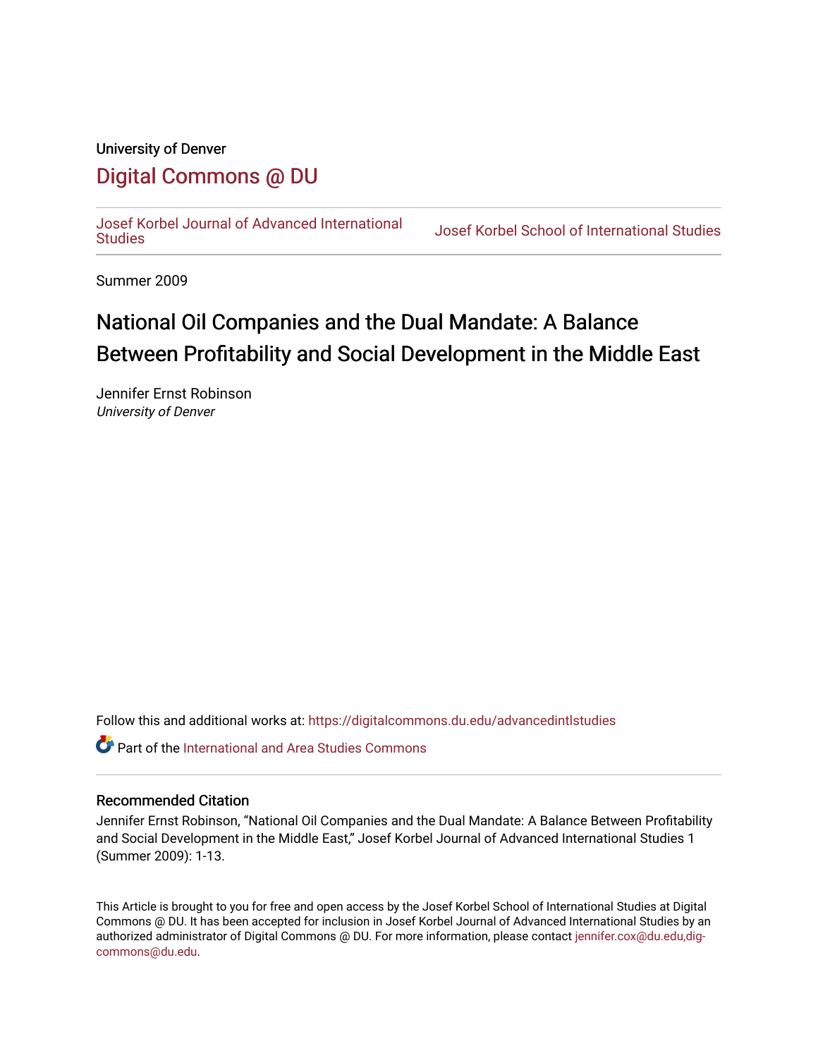University of Denver

# Digital Commons @ DU

Josef Korbel Journal of Advanced International Studies | Josef Korbel School of International Studies

Summer 2009

# National Oil Companies and the Dual Mandate: A Balance Between Profitability and Social Development in the Middle East

Jennifer Ernst Robinson
*University of Denver*

Follow this and additional works at: https://digitalcommons.du.edu/advancedintlstudies

Part of the International and Area Studies Commons

## Recommended Citation

Jennifer Ernst Robinson, "National Oil Companies and the Dual Mandate: A Balance Between Profitability and Social Development in the Middle East," Josef Korbel Journal of Advanced International Studies 1 (Summer 2009): 1-13.

This Article is brought to you for free and open access by the Josef Korbel School of International Studies at Digital Commons @ DU. It has been accepted for inclusion in Josef Korbel Journal of Advanced International Studies by an authorized administrator of Digital Commons @ DU. For more information, please contact jennifer.cox@du.edu,dig-commons@du.edu.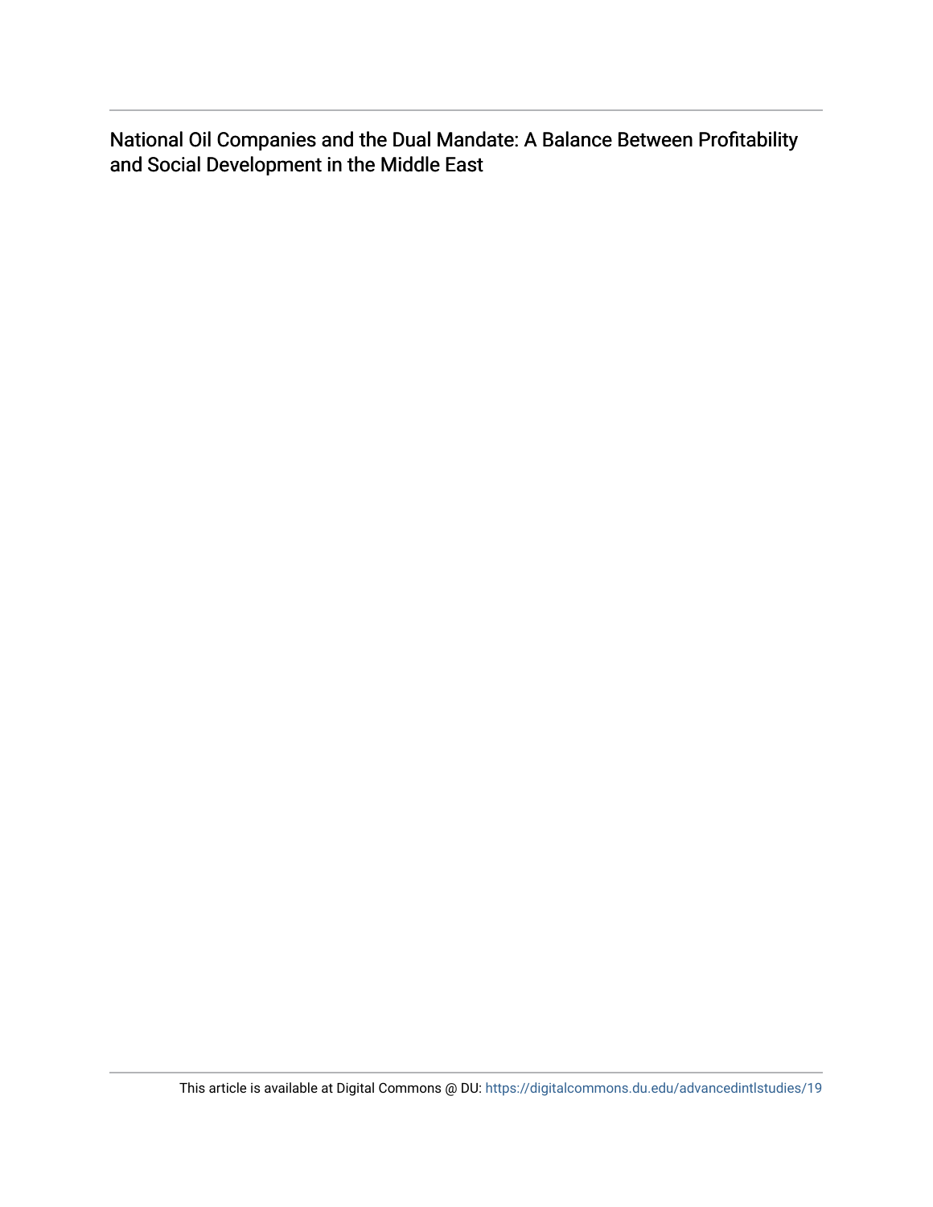National Oil Companies and the Dual Mandate: A Balance Between Profitability and Social Development in the Middle East

This article is available at Digital Commons @ DU: https://digitalcommons.du.edu/advancedintlstudies/19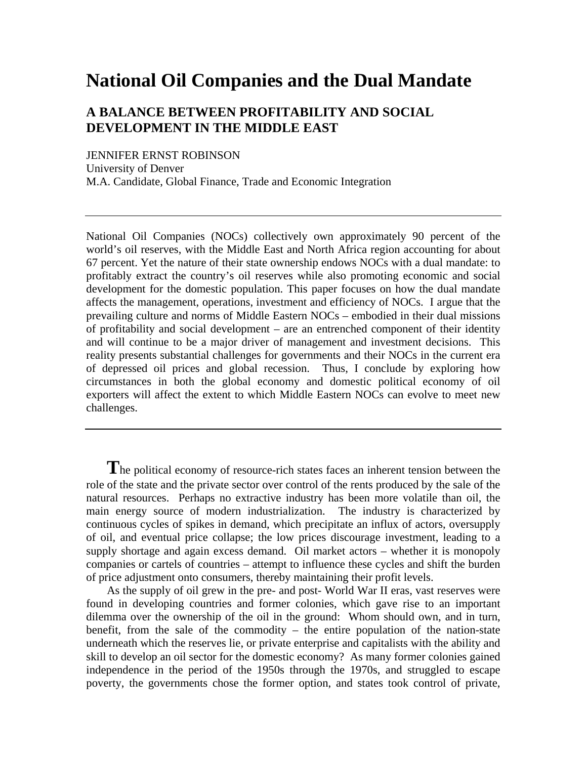# National Oil Companies and the Dual Mandate

## A BALANCE BETWEEN PROFITABILITY AND SOCIAL DEVELOPMENT IN THE MIDDLE EAST

JENNIFER ERNST ROBINSON
University of Denver
M.A. Candidate, Global Finance, Trade and Economic Integration

---

National Oil Companies (NOCs) collectively own approximately 90 percent of the world's oil reserves, with the Middle East and North Africa region accounting for about 67 percent. Yet the nature of their state ownership endows NOCs with a dual mandate: to profitably extract the country's oil reserves while also promoting economic and social development for the domestic population. This paper focuses on how the dual mandate affects the management, operations, investment and efficiency of NOCs. I argue that the prevailing culture and norms of Middle Eastern NOCs – embodied in their dual missions of profitability and social development – are an entrenched component of their identity and will continue to be a major driver of management and investment decisions. This reality presents substantial challenges for governments and their NOCs in the current era of depressed oil prices and global recession. Thus, I conclude by exploring how circumstances in both the global economy and domestic political economy of oil exporters will affect the extent to which Middle Eastern NOCs can evolve to meet new challenges.

---

**T**he political economy of resource-rich states faces an inherent tension between the role of the state and the private sector over control of the rents produced by the sale of the natural resources. Perhaps no extractive industry has been more volatile than oil, the main energy source of modern industrialization. The industry is characterized by continuous cycles of spikes in demand, which precipitate an influx of actors, oversupply of oil, and eventual price collapse; the low prices discourage investment, leading to a supply shortage and again excess demand. Oil market actors – whether it is monopoly companies or cartels of countries – attempt to influence these cycles and shift the burden of price adjustment onto consumers, thereby maintaining their profit levels.

As the supply of oil grew in the pre- and post- World War II eras, vast reserves were found in developing countries and former colonies, which gave rise to an important dilemma over the ownership of the oil in the ground: Whom should own, and in turn, benefit, from the sale of the commodity – the entire population of the nation-state underneath which the reserves lie, or private enterprise and capitalists with the ability and skill to develop an oil sector for the domestic economy? As many former colonies gained independence in the period of the 1950s through the 1970s, and struggled to escape poverty, the governments chose the former option, and states took control of private,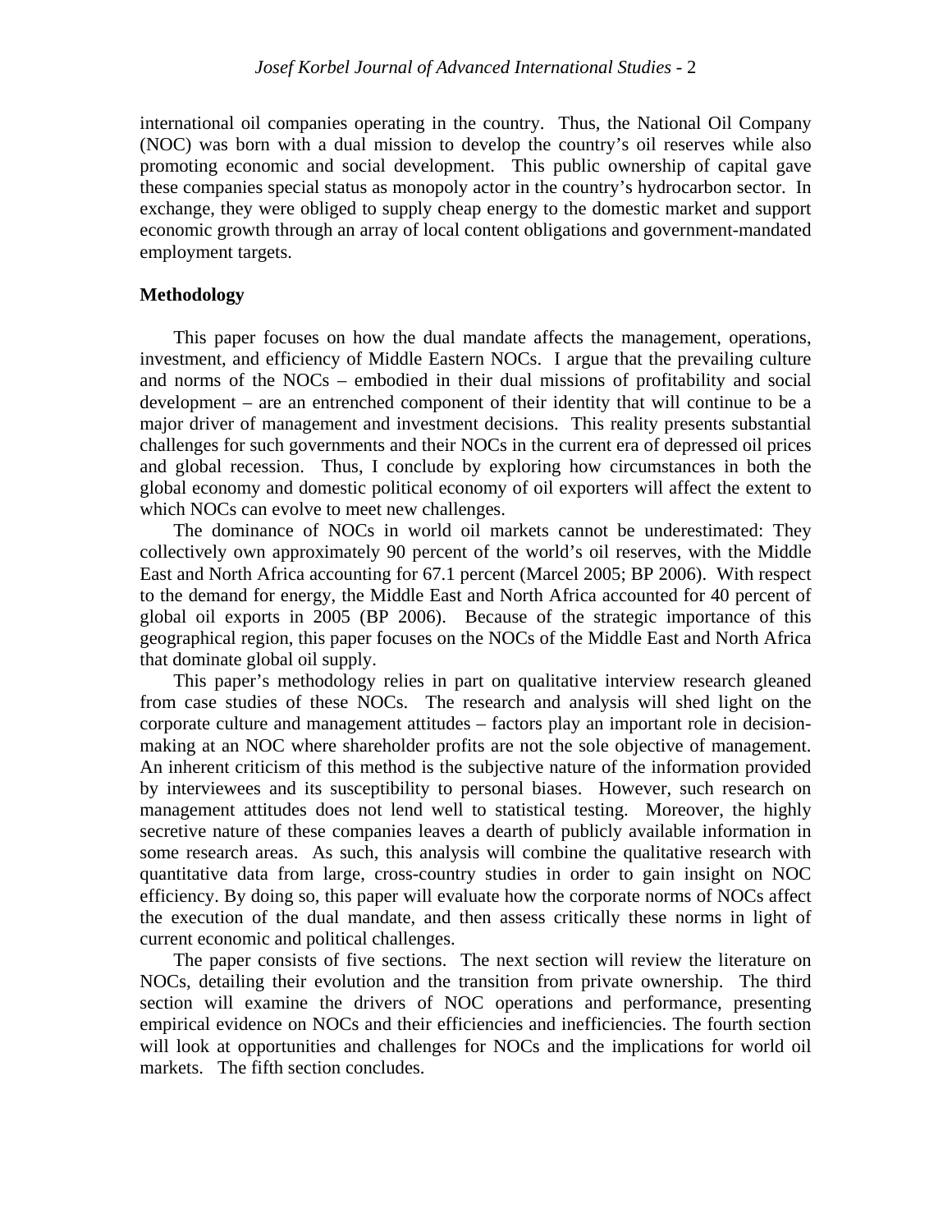international oil companies operating in the country. Thus, the National Oil Company (NOC) was born with a dual mission to develop the country's oil reserves while also promoting economic and social development. This public ownership of capital gave these companies special status as monopoly actor in the country's hydrocarbon sector. In exchange, they were obliged to supply cheap energy to the domestic market and support economic growth through an array of local content obligations and government-mandated employment targets.

## Methodology

This paper focuses on how the dual mandate affects the management, operations, investment, and efficiency of Middle Eastern NOCs. I argue that the prevailing culture and norms of the NOCs – embodied in their dual missions of profitability and social development – are an entrenched component of their identity that will continue to be a major driver of management and investment decisions. This reality presents substantial challenges for such governments and their NOCs in the current era of depressed oil prices and global recession. Thus, I conclude by exploring how circumstances in both the global economy and domestic political economy of oil exporters will affect the extent to which NOCs can evolve to meet new challenges.

The dominance of NOCs in world oil markets cannot be underestimated: They collectively own approximately 90 percent of the world's oil reserves, with the Middle East and North Africa accounting for 67.1 percent (Marcel 2005; BP 2006). With respect to the demand for energy, the Middle East and North Africa accounted for 40 percent of global oil exports in 2005 (BP 2006). Because of the strategic importance of this geographical region, this paper focuses on the NOCs of the Middle East and North Africa that dominate global oil supply.

This paper's methodology relies in part on qualitative interview research gleaned from case studies of these NOCs. The research and analysis will shed light on the corporate culture and management attitudes – factors play an important role in decision-making at an NOC where shareholder profits are not the sole objective of management. An inherent criticism of this method is the subjective nature of the information provided by interviewees and its susceptibility to personal biases. However, such research on management attitudes does not lend well to statistical testing. Moreover, the highly secretive nature of these companies leaves a dearth of publicly available information in some research areas. As such, this analysis will combine the qualitative research with quantitative data from large, cross-country studies in order to gain insight on NOC efficiency. By doing so, this paper will evaluate how the corporate norms of NOCs affect the execution of the dual mandate, and then assess critically these norms in light of current economic and political challenges.

The paper consists of five sections. The next section will review the literature on NOCs, detailing their evolution and the transition from private ownership. The third section will examine the drivers of NOC operations and performance, presenting empirical evidence on NOCs and their efficiencies and inefficiencies. The fourth section will look at opportunities and challenges for NOCs and the implications for world oil markets. The fifth section concludes.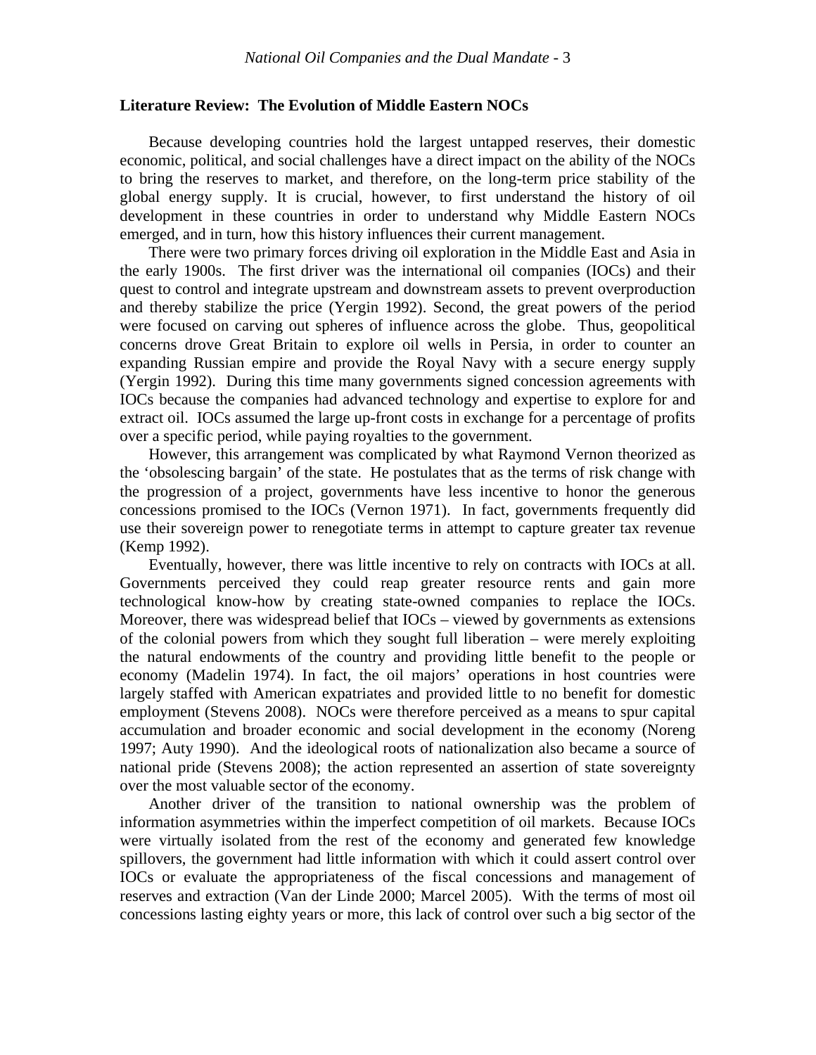## Literature Review: The Evolution of Middle Eastern NOCs

Because developing countries hold the largest untapped reserves, their domestic economic, political, and social challenges have a direct impact on the ability of the NOCs to bring the reserves to market, and therefore, on the long-term price stability of the global energy supply. It is crucial, however, to first understand the history of oil development in these countries in order to understand why Middle Eastern NOCs emerged, and in turn, how this history influences their current management.

There were two primary forces driving oil exploration in the Middle East and Asia in the early 1900s. The first driver was the international oil companies (IOCs) and their quest to control and integrate upstream and downstream assets to prevent overproduction and thereby stabilize the price (Yergin 1992). Second, the great powers of the period were focused on carving out spheres of influence across the globe. Thus, geopolitical concerns drove Great Britain to explore oil wells in Persia, in order to counter an expanding Russian empire and provide the Royal Navy with a secure energy supply (Yergin 1992). During this time many governments signed concession agreements with IOCs because the companies had advanced technology and expertise to explore for and extract oil. IOCs assumed the large up-front costs in exchange for a percentage of profits over a specific period, while paying royalties to the government.

However, this arrangement was complicated by what Raymond Vernon theorized as the 'obsolescing bargain' of the state. He postulates that as the terms of risk change with the progression of a project, governments have less incentive to honor the generous concessions promised to the IOCs (Vernon 1971). In fact, governments frequently did use their sovereign power to renegotiate terms in attempt to capture greater tax revenue (Kemp 1992).

Eventually, however, there was little incentive to rely on contracts with IOCs at all. Governments perceived they could reap greater resource rents and gain more technological know-how by creating state-owned companies to replace the IOCs. Moreover, there was widespread belief that IOCs – viewed by governments as extensions of the colonial powers from which they sought full liberation – were merely exploiting the natural endowments of the country and providing little benefit to the people or economy (Madelin 1974). In fact, the oil majors' operations in host countries were largely staffed with American expatriates and provided little to no benefit for domestic employment (Stevens 2008). NOCs were therefore perceived as a means to spur capital accumulation and broader economic and social development in the economy (Noreng 1997; Auty 1990). And the ideological roots of nationalization also became a source of national pride (Stevens 2008); the action represented an assertion of state sovereignty over the most valuable sector of the economy.

Another driver of the transition to national ownership was the problem of information asymmetries within the imperfect competition of oil markets. Because IOCs were virtually isolated from the rest of the economy and generated few knowledge spillovers, the government had little information with which it could assert control over IOCs or evaluate the appropriateness of the fiscal concessions and management of reserves and extraction (Van der Linde 2000; Marcel 2005). With the terms of most oil concessions lasting eighty years or more, this lack of control over such a big sector of the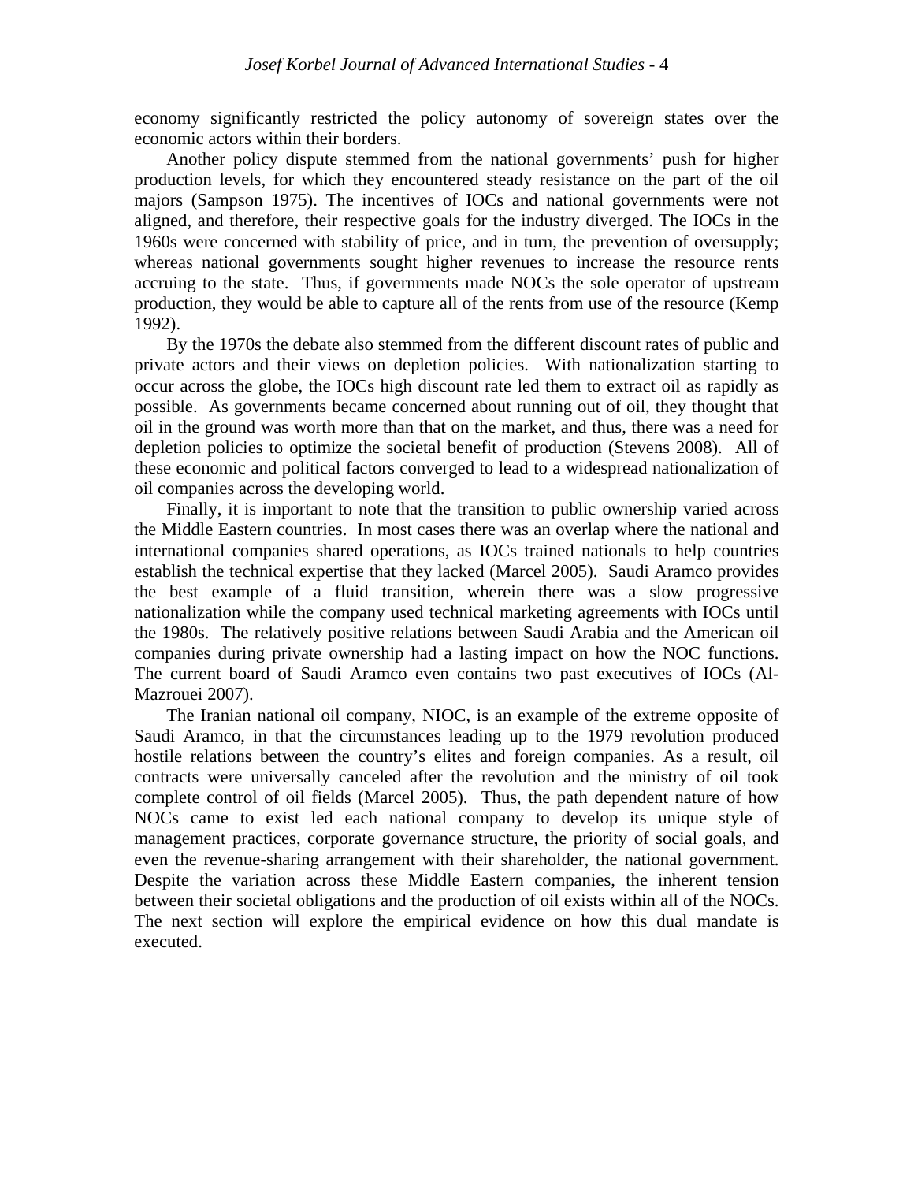economy significantly restricted the policy autonomy of sovereign states over the economic actors within their borders.

Another policy dispute stemmed from the national governments' push for higher production levels, for which they encountered steady resistance on the part of the oil majors (Sampson 1975). The incentives of IOCs and national governments were not aligned, and therefore, their respective goals for the industry diverged. The IOCs in the 1960s were concerned with stability of price, and in turn, the prevention of oversupply; whereas national governments sought higher revenues to increase the resource rents accruing to the state. Thus, if governments made NOCs the sole operator of upstream production, they would be able to capture all of the rents from use of the resource (Kemp 1992).

By the 1970s the debate also stemmed from the different discount rates of public and private actors and their views on depletion policies. With nationalization starting to occur across the globe, the IOCs high discount rate led them to extract oil as rapidly as possible. As governments became concerned about running out of oil, they thought that oil in the ground was worth more than that on the market, and thus, there was a need for depletion policies to optimize the societal benefit of production (Stevens 2008). All of these economic and political factors converged to lead to a widespread nationalization of oil companies across the developing world.

Finally, it is important to note that the transition to public ownership varied across the Middle Eastern countries. In most cases there was an overlap where the national and international companies shared operations, as IOCs trained nationals to help countries establish the technical expertise that they lacked (Marcel 2005). Saudi Aramco provides the best example of a fluid transition, wherein there was a slow progressive nationalization while the company used technical marketing agreements with IOCs until the 1980s. The relatively positive relations between Saudi Arabia and the American oil companies during private ownership had a lasting impact on how the NOC functions. The current board of Saudi Aramco even contains two past executives of IOCs (Al-Mazrouei 2007).

The Iranian national oil company, NIOC, is an example of the extreme opposite of Saudi Aramco, in that the circumstances leading up to the 1979 revolution produced hostile relations between the country's elites and foreign companies. As a result, oil contracts were universally canceled after the revolution and the ministry of oil took complete control of oil fields (Marcel 2005). Thus, the path dependent nature of how NOCs came to exist led each national company to develop its unique style of management practices, corporate governance structure, the priority of social goals, and even the revenue-sharing arrangement with their shareholder, the national government. Despite the variation across these Middle Eastern companies, the inherent tension between their societal obligations and the production of oil exists within all of the NOCs. The next section will explore the empirical evidence on how this dual mandate is executed.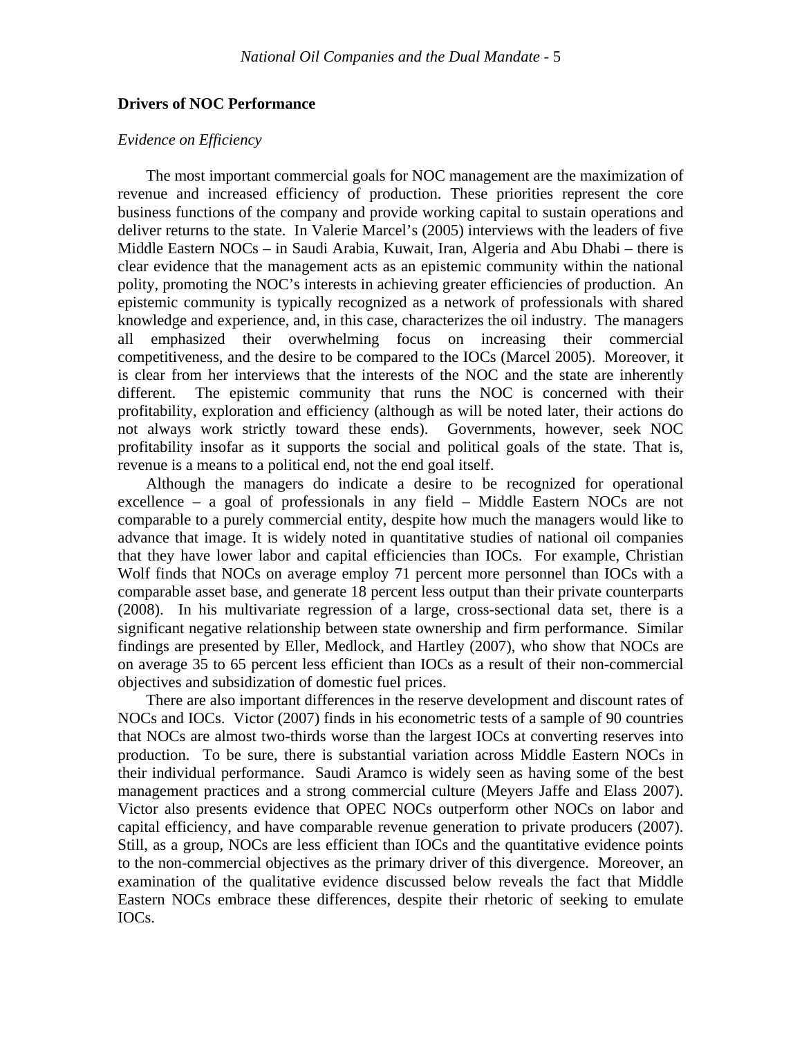## Drivers of NOC Performance

### *Evidence on Efficiency*

The most important commercial goals for NOC management are the maximization of revenue and increased efficiency of production. These priorities represent the core business functions of the company and provide working capital to sustain operations and deliver returns to the state. In Valerie Marcel's (2005) interviews with the leaders of five Middle Eastern NOCs – in Saudi Arabia, Kuwait, Iran, Algeria and Abu Dhabi – there is clear evidence that the management acts as an epistemic community within the national polity, promoting the NOC's interests in achieving greater efficiencies of production. An epistemic community is typically recognized as a network of professionals with shared knowledge and experience, and, in this case, characterizes the oil industry. The managers all emphasized their overwhelming focus on increasing their commercial competitiveness, and the desire to be compared to the IOCs (Marcel 2005). Moreover, it is clear from her interviews that the interests of the NOC and the state are inherently different. The epistemic community that runs the NOC is concerned with their profitability, exploration and efficiency (although as will be noted later, their actions do not always work strictly toward these ends). Governments, however, seek NOC profitability insofar as it supports the social and political goals of the state. That is, revenue is a means to a political end, not the end goal itself.

Although the managers do indicate a desire to be recognized for operational excellence – a goal of professionals in any field – Middle Eastern NOCs are not comparable to a purely commercial entity, despite how much the managers would like to advance that image. It is widely noted in quantitative studies of national oil companies that they have lower labor and capital efficiencies than IOCs. For example, Christian Wolf finds that NOCs on average employ 71 percent more personnel than IOCs with a comparable asset base, and generate 18 percent less output than their private counterparts (2008). In his multivariate regression of a large, cross-sectional data set, there is a significant negative relationship between state ownership and firm performance. Similar findings are presented by Eller, Medlock, and Hartley (2007), who show that NOCs are on average 35 to 65 percent less efficient than IOCs as a result of their non-commercial objectives and subsidization of domestic fuel prices.

There are also important differences in the reserve development and discount rates of NOCs and IOCs. Victor (2007) finds in his econometric tests of a sample of 90 countries that NOCs are almost two-thirds worse than the largest IOCs at converting reserves into production. To be sure, there is substantial variation across Middle Eastern NOCs in their individual performance. Saudi Aramco is widely seen as having some of the best management practices and a strong commercial culture (Meyers Jaffe and Elass 2007). Victor also presents evidence that OPEC NOCs outperform other NOCs on labor and capital efficiency, and have comparable revenue generation to private producers (2007). Still, as a group, NOCs are less efficient than IOCs and the quantitative evidence points to the non-commercial objectives as the primary driver of this divergence. Moreover, an examination of the qualitative evidence discussed below reveals the fact that Middle Eastern NOCs embrace these differences, despite their rhetoric of seeking to emulate IOCs.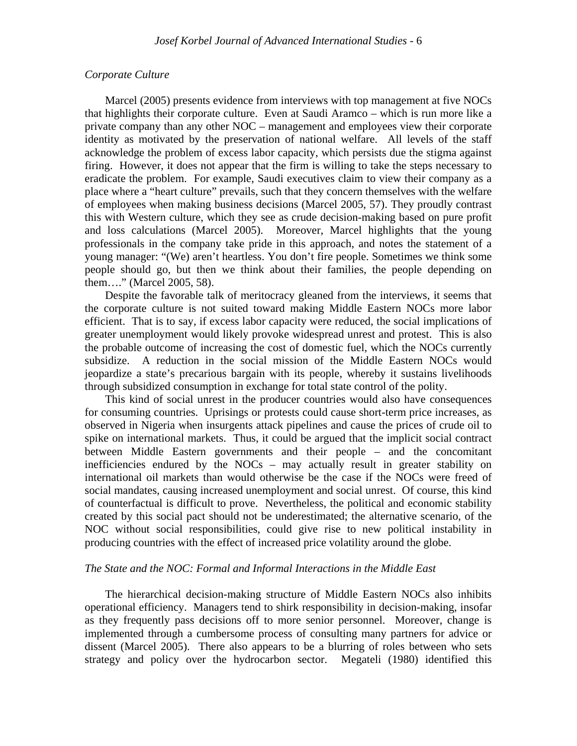*Corporate Culture*

Marcel (2005) presents evidence from interviews with top management at five NOCs that highlights their corporate culture. Even at Saudi Aramco – which is run more like a private company than any other NOC – management and employees view their corporate identity as motivated by the preservation of national welfare. All levels of the staff acknowledge the problem of excess labor capacity, which persists due the stigma against firing. However, it does not appear that the firm is willing to take the steps necessary to eradicate the problem. For example, Saudi executives claim to view their company as a place where a "heart culture" prevails, such that they concern themselves with the welfare of employees when making business decisions (Marcel 2005, 57). They proudly contrast this with Western culture, which they see as crude decision-making based on pure profit and loss calculations (Marcel 2005). Moreover, Marcel highlights that the young professionals in the company take pride in this approach, and notes the statement of a young manager: "(We) aren't heartless. You don't fire people. Sometimes we think some people should go, but then we think about their families, the people depending on them…." (Marcel 2005, 58).

Despite the favorable talk of meritocracy gleaned from the interviews, it seems that the corporate culture is not suited toward making Middle Eastern NOCs more labor efficient. That is to say, if excess labor capacity were reduced, the social implications of greater unemployment would likely provoke widespread unrest and protest. This is also the probable outcome of increasing the cost of domestic fuel, which the NOCs currently subsidize. A reduction in the social mission of the Middle Eastern NOCs would jeopardize a state's precarious bargain with its people, whereby it sustains livelihoods through subsidized consumption in exchange for total state control of the polity.

This kind of social unrest in the producer countries would also have consequences for consuming countries. Uprisings or protests could cause short-term price increases, as observed in Nigeria when insurgents attack pipelines and cause the prices of crude oil to spike on international markets. Thus, it could be argued that the implicit social contract between Middle Eastern governments and their people – and the concomitant inefficiencies endured by the NOCs – may actually result in greater stability on international oil markets than would otherwise be the case if the NOCs were freed of social mandates, causing increased unemployment and social unrest. Of course, this kind of counterfactual is difficult to prove. Nevertheless, the political and economic stability created by this social pact should not be underestimated; the alternative scenario, of the NOC without social responsibilities, could give rise to new political instability in producing countries with the effect of increased price volatility around the globe.

*The State and the NOC: Formal and Informal Interactions in the Middle East*

The hierarchical decision-making structure of Middle Eastern NOCs also inhibits operational efficiency. Managers tend to shirk responsibility in decision-making, insofar as they frequently pass decisions off to more senior personnel. Moreover, change is implemented through a cumbersome process of consulting many partners for advice or dissent (Marcel 2005). There also appears to be a blurring of roles between who sets strategy and policy over the hydrocarbon sector. Megateli (1980) identified this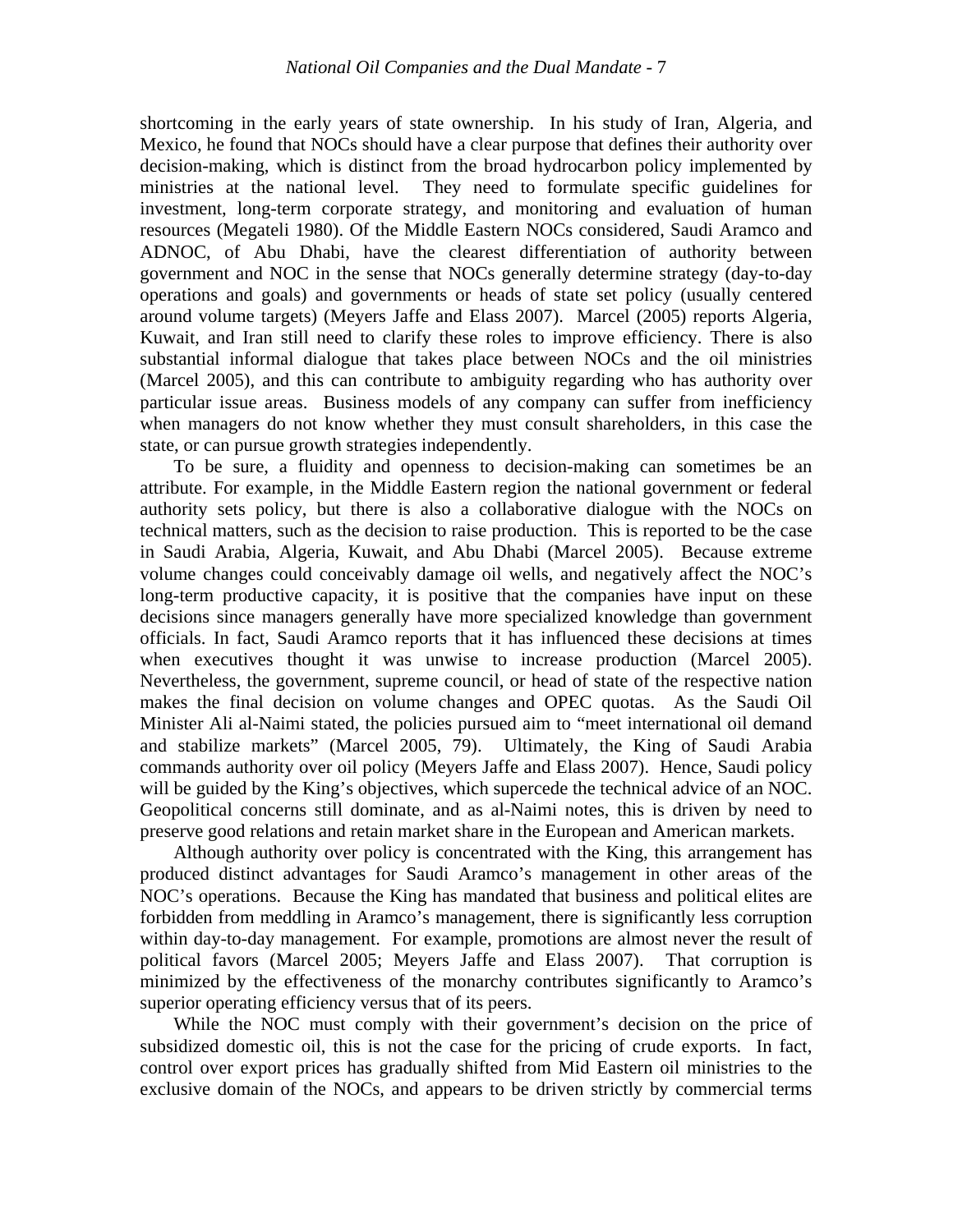shortcoming in the early years of state ownership. In his study of Iran, Algeria, and Mexico, he found that NOCs should have a clear purpose that defines their authority over decision-making, which is distinct from the broad hydrocarbon policy implemented by ministries at the national level. They need to formulate specific guidelines for investment, long-term corporate strategy, and monitoring and evaluation of human resources (Megateli 1980). Of the Middle Eastern NOCs considered, Saudi Aramco and ADNOC, of Abu Dhabi, have the clearest differentiation of authority between government and NOC in the sense that NOCs generally determine strategy (day-to-day operations and goals) and governments or heads of state set policy (usually centered around volume targets) (Meyers Jaffe and Elass 2007). Marcel (2005) reports Algeria, Kuwait, and Iran still need to clarify these roles to improve efficiency. There is also substantial informal dialogue that takes place between NOCs and the oil ministries (Marcel 2005), and this can contribute to ambiguity regarding who has authority over particular issue areas. Business models of any company can suffer from inefficiency when managers do not know whether they must consult shareholders, in this case the state, or can pursue growth strategies independently.

To be sure, a fluidity and openness to decision-making can sometimes be an attribute. For example, in the Middle Eastern region the national government or federal authority sets policy, but there is also a collaborative dialogue with the NOCs on technical matters, such as the decision to raise production. This is reported to be the case in Saudi Arabia, Algeria, Kuwait, and Abu Dhabi (Marcel 2005). Because extreme volume changes could conceivably damage oil wells, and negatively affect the NOC's long-term productive capacity, it is positive that the companies have input on these decisions since managers generally have more specialized knowledge than government officials. In fact, Saudi Aramco reports that it has influenced these decisions at times when executives thought it was unwise to increase production (Marcel 2005). Nevertheless, the government, supreme council, or head of state of the respective nation makes the final decision on volume changes and OPEC quotas. As the Saudi Oil Minister Ali al-Naimi stated, the policies pursued aim to "meet international oil demand and stabilize markets" (Marcel 2005, 79). Ultimately, the King of Saudi Arabia commands authority over oil policy (Meyers Jaffe and Elass 2007). Hence, Saudi policy will be guided by the King's objectives, which supercede the technical advice of an NOC. Geopolitical concerns still dominate, and as al-Naimi notes, this is driven by need to preserve good relations and retain market share in the European and American markets.

Although authority over policy is concentrated with the King, this arrangement has produced distinct advantages for Saudi Aramco's management in other areas of the NOC's operations. Because the King has mandated that business and political elites are forbidden from meddling in Aramco's management, there is significantly less corruption within day-to-day management. For example, promotions are almost never the result of political favors (Marcel 2005; Meyers Jaffe and Elass 2007). That corruption is minimized by the effectiveness of the monarchy contributes significantly to Aramco's superior operating efficiency versus that of its peers.

While the NOC must comply with their government's decision on the price of subsidized domestic oil, this is not the case for the pricing of crude exports. In fact, control over export prices has gradually shifted from Mid Eastern oil ministries to the exclusive domain of the NOCs, and appears to be driven strictly by commercial terms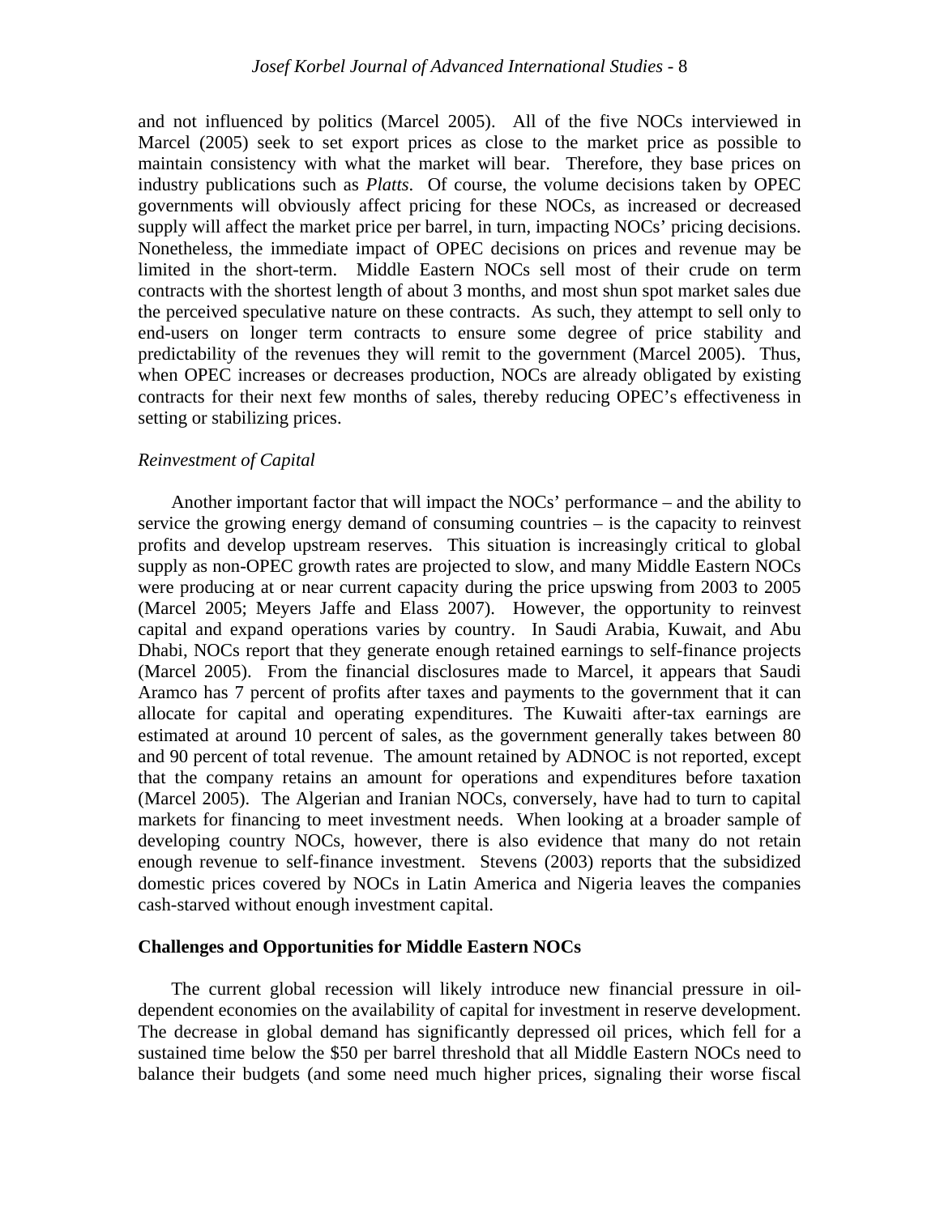and not influenced by politics (Marcel 2005). All of the five NOCs interviewed in Marcel (2005) seek to set export prices as close to the market price as possible to maintain consistency with what the market will bear. Therefore, they base prices on industry publications such as *Platts*. Of course, the volume decisions taken by OPEC governments will obviously affect pricing for these NOCs, as increased or decreased supply will affect the market price per barrel, in turn, impacting NOCs' pricing decisions. Nonetheless, the immediate impact of OPEC decisions on prices and revenue may be limited in the short-term. Middle Eastern NOCs sell most of their crude on term contracts with the shortest length of about 3 months, and most shun spot market sales due the perceived speculative nature on these contracts. As such, they attempt to sell only to end-users on longer term contracts to ensure some degree of price stability and predictability of the revenues they will remit to the government (Marcel 2005). Thus, when OPEC increases or decreases production, NOCs are already obligated by existing contracts for their next few months of sales, thereby reducing OPEC's effectiveness in setting or stabilizing prices.

*Reinvestment of Capital*

Another important factor that will impact the NOCs' performance – and the ability to service the growing energy demand of consuming countries – is the capacity to reinvest profits and develop upstream reserves. This situation is increasingly critical to global supply as non-OPEC growth rates are projected to slow, and many Middle Eastern NOCs were producing at or near current capacity during the price upswing from 2003 to 2005 (Marcel 2005; Meyers Jaffe and Elass 2007). However, the opportunity to reinvest capital and expand operations varies by country. In Saudi Arabia, Kuwait, and Abu Dhabi, NOCs report that they generate enough retained earnings to self-finance projects (Marcel 2005). From the financial disclosures made to Marcel, it appears that Saudi Aramco has 7 percent of profits after taxes and payments to the government that it can allocate for capital and operating expenditures. The Kuwaiti after-tax earnings are estimated at around 10 percent of sales, as the government generally takes between 80 and 90 percent of total revenue. The amount retained by ADNOC is not reported, except that the company retains an amount for operations and expenditures before taxation (Marcel 2005). The Algerian and Iranian NOCs, conversely, have had to turn to capital markets for financing to meet investment needs. When looking at a broader sample of developing country NOCs, however, there is also evidence that many do not retain enough revenue to self-finance investment. Stevens (2003) reports that the subsidized domestic prices covered by NOCs in Latin America and Nigeria leaves the companies cash-starved without enough investment capital.

**Challenges and Opportunities for Middle Eastern NOCs**

The current global recession will likely introduce new financial pressure in oil-dependent economies on the availability of capital for investment in reserve development. The decrease in global demand has significantly depressed oil prices, which fell for a sustained time below the $50 per barrel threshold that all Middle Eastern NOCs need to balance their budgets (and some need much higher prices, signaling their worse fiscal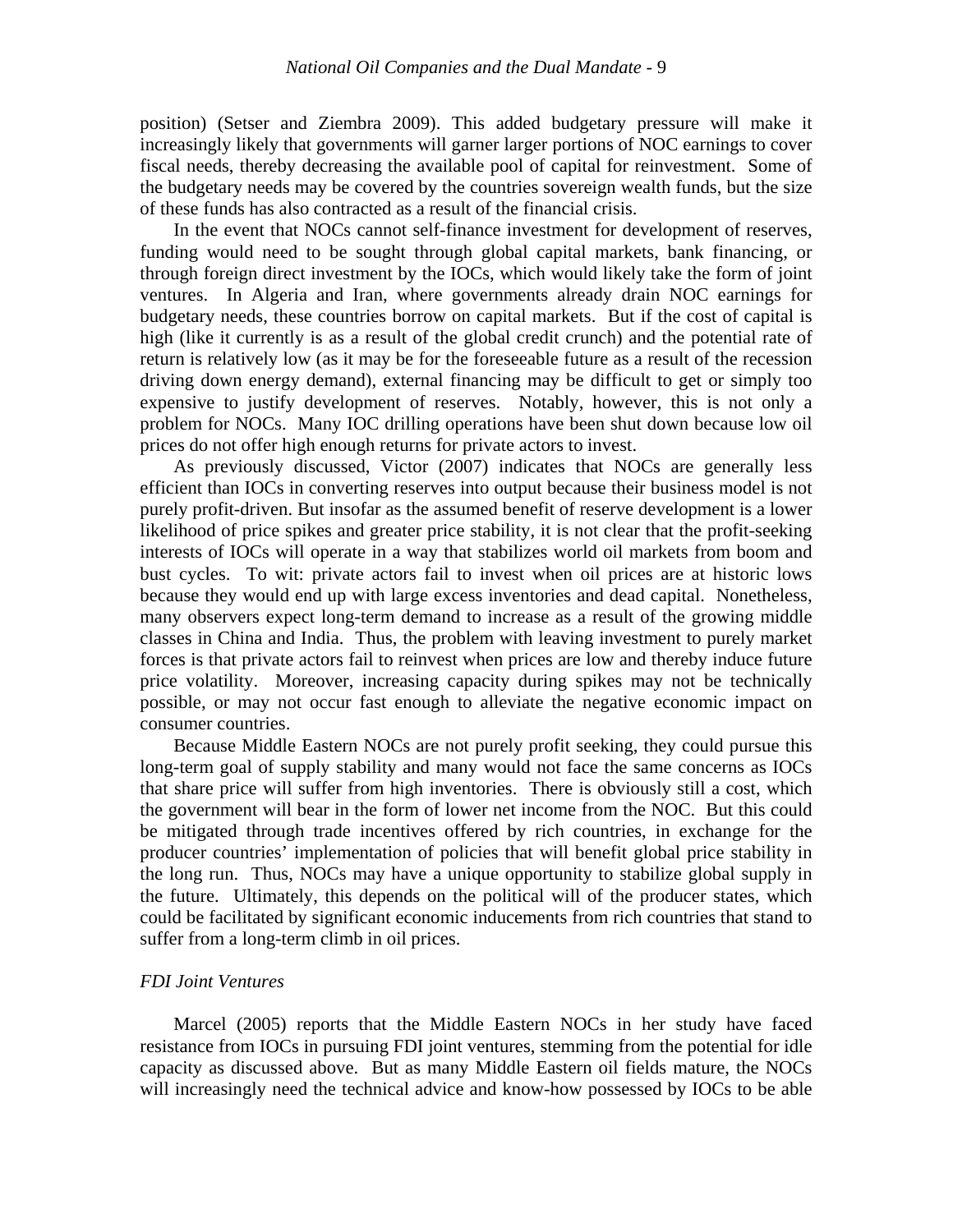position) (Setser and Ziembra 2009). This added budgetary pressure will make it increasingly likely that governments will garner larger portions of NOC earnings to cover fiscal needs, thereby decreasing the available pool of capital for reinvestment. Some of the budgetary needs may be covered by the countries sovereign wealth funds, but the size of these funds has also contracted as a result of the financial crisis.

In the event that NOCs cannot self-finance investment for development of reserves, funding would need to be sought through global capital markets, bank financing, or through foreign direct investment by the IOCs, which would likely take the form of joint ventures. In Algeria and Iran, where governments already drain NOC earnings for budgetary needs, these countries borrow on capital markets. But if the cost of capital is high (like it currently is as a result of the global credit crunch) and the potential rate of return is relatively low (as it may be for the foreseeable future as a result of the recession driving down energy demand), external financing may be difficult to get or simply too expensive to justify development of reserves. Notably, however, this is not only a problem for NOCs. Many IOC drilling operations have been shut down because low oil prices do not offer high enough returns for private actors to invest.

As previously discussed, Victor (2007) indicates that NOCs are generally less efficient than IOCs in converting reserves into output because their business model is not purely profit-driven. But insofar as the assumed benefit of reserve development is a lower likelihood of price spikes and greater price stability, it is not clear that the profit-seeking interests of IOCs will operate in a way that stabilizes world oil markets from boom and bust cycles. To wit: private actors fail to invest when oil prices are at historic lows because they would end up with large excess inventories and dead capital. Nonetheless, many observers expect long-term demand to increase as a result of the growing middle classes in China and India. Thus, the problem with leaving investment to purely market forces is that private actors fail to reinvest when prices are low and thereby induce future price volatility. Moreover, increasing capacity during spikes may not be technically possible, or may not occur fast enough to alleviate the negative economic impact on consumer countries.

Because Middle Eastern NOCs are not purely profit seeking, they could pursue this long-term goal of supply stability and many would not face the same concerns as IOCs that share price will suffer from high inventories. There is obviously still a cost, which the government will bear in the form of lower net income from the NOC. But this could be mitigated through trade incentives offered by rich countries, in exchange for the producer countries' implementation of policies that will benefit global price stability in the long run. Thus, NOCs may have a unique opportunity to stabilize global supply in the future. Ultimately, this depends on the political will of the producer states, which could be facilitated by significant economic inducements from rich countries that stand to suffer from a long-term climb in oil prices.

### *FDI Joint Ventures*

Marcel (2005) reports that the Middle Eastern NOCs in her study have faced resistance from IOCs in pursuing FDI joint ventures, stemming from the potential for idle capacity as discussed above. But as many Middle Eastern oil fields mature, the NOCs will increasingly need the technical advice and know-how possessed by IOCs to be able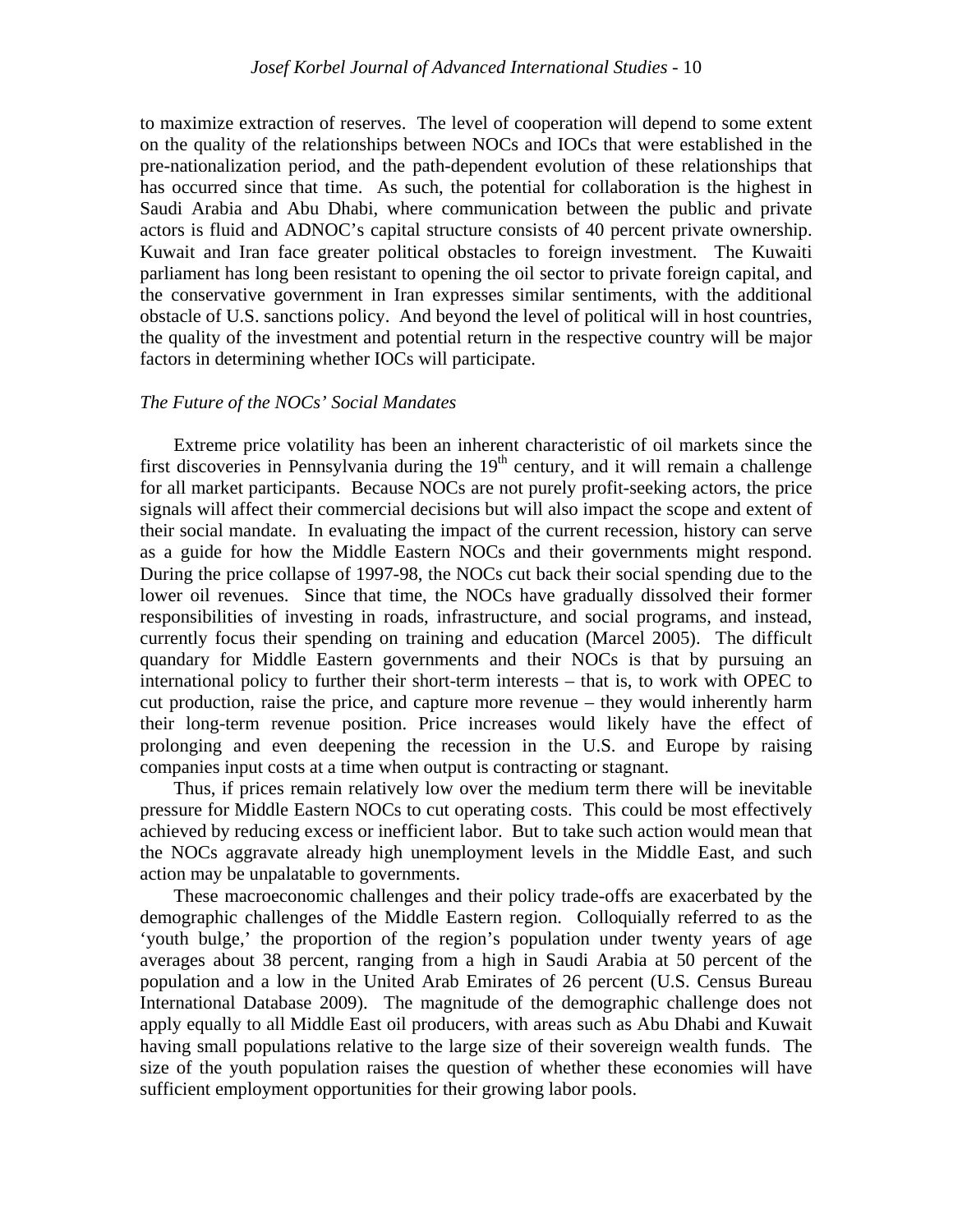to maximize extraction of reserves. The level of cooperation will depend to some extent on the quality of the relationships between NOCs and IOCs that were established in the pre-nationalization period, and the path-dependent evolution of these relationships that has occurred since that time. As such, the potential for collaboration is the highest in Saudi Arabia and Abu Dhabi, where communication between the public and private actors is fluid and ADNOC's capital structure consists of 40 percent private ownership. Kuwait and Iran face greater political obstacles to foreign investment. The Kuwaiti parliament has long been resistant to opening the oil sector to private foreign capital, and the conservative government in Iran expresses similar sentiments, with the additional obstacle of U.S. sanctions policy. And beyond the level of political will in host countries, the quality of the investment and potential return in the respective country will be major factors in determining whether IOCs will participate.

*The Future of the NOCs' Social Mandates*

Extreme price volatility has been an inherent characteristic of oil markets since the first discoveries in Pennsylvania during the 19th century, and it will remain a challenge for all market participants. Because NOCs are not purely profit-seeking actors, the price signals will affect their commercial decisions but will also impact the scope and extent of their social mandate. In evaluating the impact of the current recession, history can serve as a guide for how the Middle Eastern NOCs and their governments might respond. During the price collapse of 1997-98, the NOCs cut back their social spending due to the lower oil revenues. Since that time, the NOCs have gradually dissolved their former responsibilities of investing in roads, infrastructure, and social programs, and instead, currently focus their spending on training and education (Marcel 2005). The difficult quandary for Middle Eastern governments and their NOCs is that by pursuing an international policy to further their short-term interests – that is, to work with OPEC to cut production, raise the price, and capture more revenue – they would inherently harm their long-term revenue position. Price increases would likely have the effect of prolonging and even deepening the recession in the U.S. and Europe by raising companies input costs at a time when output is contracting or stagnant.

Thus, if prices remain relatively low over the medium term there will be inevitable pressure for Middle Eastern NOCs to cut operating costs. This could be most effectively achieved by reducing excess or inefficient labor. But to take such action would mean that the NOCs aggravate already high unemployment levels in the Middle East, and such action may be unpalatable to governments.

These macroeconomic challenges and their policy trade-offs are exacerbated by the demographic challenges of the Middle Eastern region. Colloquially referred to as the 'youth bulge,' the proportion of the region's population under twenty years of age averages about 38 percent, ranging from a high in Saudi Arabia at 50 percent of the population and a low in the United Arab Emirates of 26 percent (U.S. Census Bureau International Database 2009). The magnitude of the demographic challenge does not apply equally to all Middle East oil producers, with areas such as Abu Dhabi and Kuwait having small populations relative to the large size of their sovereign wealth funds. The size of the youth population raises the question of whether these economies will have sufficient employment opportunities for their growing labor pools.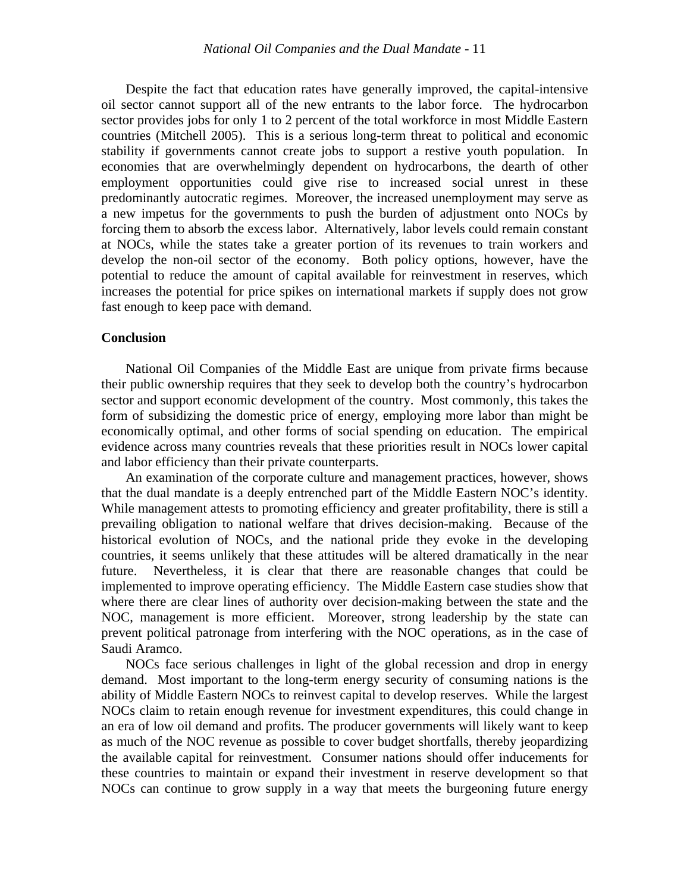Despite the fact that education rates have generally improved, the capital-intensive oil sector cannot support all of the new entrants to the labor force. The hydrocarbon sector provides jobs for only 1 to 2 percent of the total workforce in most Middle Eastern countries (Mitchell 2005). This is a serious long-term threat to political and economic stability if governments cannot create jobs to support a restive youth population. In economies that are overwhelmingly dependent on hydrocarbons, the dearth of other employment opportunities could give rise to increased social unrest in these predominantly autocratic regimes. Moreover, the increased unemployment may serve as a new impetus for the governments to push the burden of adjustment onto NOCs by forcing them to absorb the excess labor. Alternatively, labor levels could remain constant at NOCs, while the states take a greater portion of its revenues to train workers and develop the non-oil sector of the economy. Both policy options, however, have the potential to reduce the amount of capital available for reinvestment in reserves, which increases the potential for price spikes on international markets if supply does not grow fast enough to keep pace with demand.

**Conclusion**

National Oil Companies of the Middle East are unique from private firms because their public ownership requires that they seek to develop both the country's hydrocarbon sector and support economic development of the country. Most commonly, this takes the form of subsidizing the domestic price of energy, employing more labor than might be economically optimal, and other forms of social spending on education. The empirical evidence across many countries reveals that these priorities result in NOCs lower capital and labor efficiency than their private counterparts.

An examination of the corporate culture and management practices, however, shows that the dual mandate is a deeply entrenched part of the Middle Eastern NOC's identity. While management attests to promoting efficiency and greater profitability, there is still a prevailing obligation to national welfare that drives decision-making. Because of the historical evolution of NOCs, and the national pride they evoke in the developing countries, it seems unlikely that these attitudes will be altered dramatically in the near future. Nevertheless, it is clear that there are reasonable changes that could be implemented to improve operating efficiency. The Middle Eastern case studies show that where there are clear lines of authority over decision-making between the state and the NOC, management is more efficient. Moreover, strong leadership by the state can prevent political patronage from interfering with the NOC operations, as in the case of Saudi Aramco.

NOCs face serious challenges in light of the global recession and drop in energy demand. Most important to the long-term energy security of consuming nations is the ability of Middle Eastern NOCs to reinvest capital to develop reserves. While the largest NOCs claim to retain enough revenue for investment expenditures, this could change in an era of low oil demand and profits. The producer governments will likely want to keep as much of the NOC revenue as possible to cover budget shortfalls, thereby jeopardizing the available capital for reinvestment. Consumer nations should offer inducements for these countries to maintain or expand their investment in reserve development so that NOCs can continue to grow supply in a way that meets the burgeoning future energy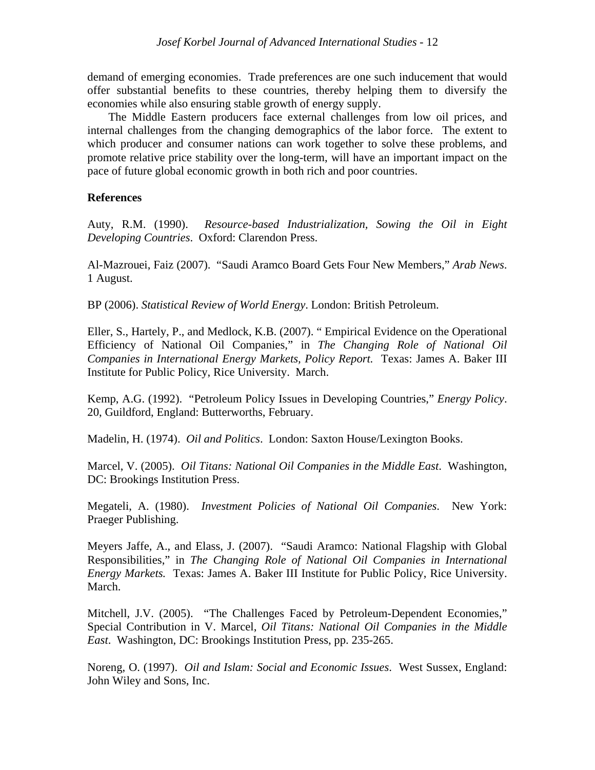demand of emerging economies. Trade preferences are one such inducement that would offer substantial benefits to these countries, thereby helping them to diversify the economies while also ensuring stable growth of energy supply.

The Middle Eastern producers face external challenges from low oil prices, and internal challenges from the changing demographics of the labor force. The extent to which producer and consumer nations can work together to solve these problems, and promote relative price stability over the long-term, will have an important impact on the pace of future global economic growth in both rich and poor countries.

**References**

Auty, R.M. (1990). *Resource-based Industrialization, Sowing the Oil in Eight Developing Countries*. Oxford: Clarendon Press.

Al-Mazrouei, Faiz (2007). "Saudi Aramco Board Gets Four New Members," *Arab News*. 1 August.

BP (2006). *Statistical Review of World Energy*. London: British Petroleum.

Eller, S., Hartely, P., and Medlock, K.B. (2007). " Empirical Evidence on the Operational Efficiency of National Oil Companies," in *The Changing Role of National Oil Companies in International Energy Markets, Policy Report.* Texas: James A. Baker III Institute for Public Policy, Rice University. March.

Kemp, A.G. (1992). "Petroleum Policy Issues in Developing Countries," *Energy Policy*. 20, Guildford, England: Butterworths, February.

Madelin, H. (1974). *Oil and Politics*. London: Saxton House/Lexington Books.

Marcel, V. (2005). *Oil Titans: National Oil Companies in the Middle East*. Washington, DC: Brookings Institution Press.

Megateli, A. (1980). *Investment Policies of National Oil Companies*. New York: Praeger Publishing.

Meyers Jaffe, A., and Elass, J. (2007). "Saudi Aramco: National Flagship with Global Responsibilities," in *The Changing Role of National Oil Companies in International Energy Markets.* Texas: James A. Baker III Institute for Public Policy, Rice University. March.

Mitchell, J.V. (2005). "The Challenges Faced by Petroleum-Dependent Economies," Special Contribution in V. Marcel, *Oil Titans: National Oil Companies in the Middle East*. Washington, DC: Brookings Institution Press, pp. 235-265.

Noreng, O. (1997). *Oil and Islam: Social and Economic Issues*. West Sussex, England: John Wiley and Sons, Inc.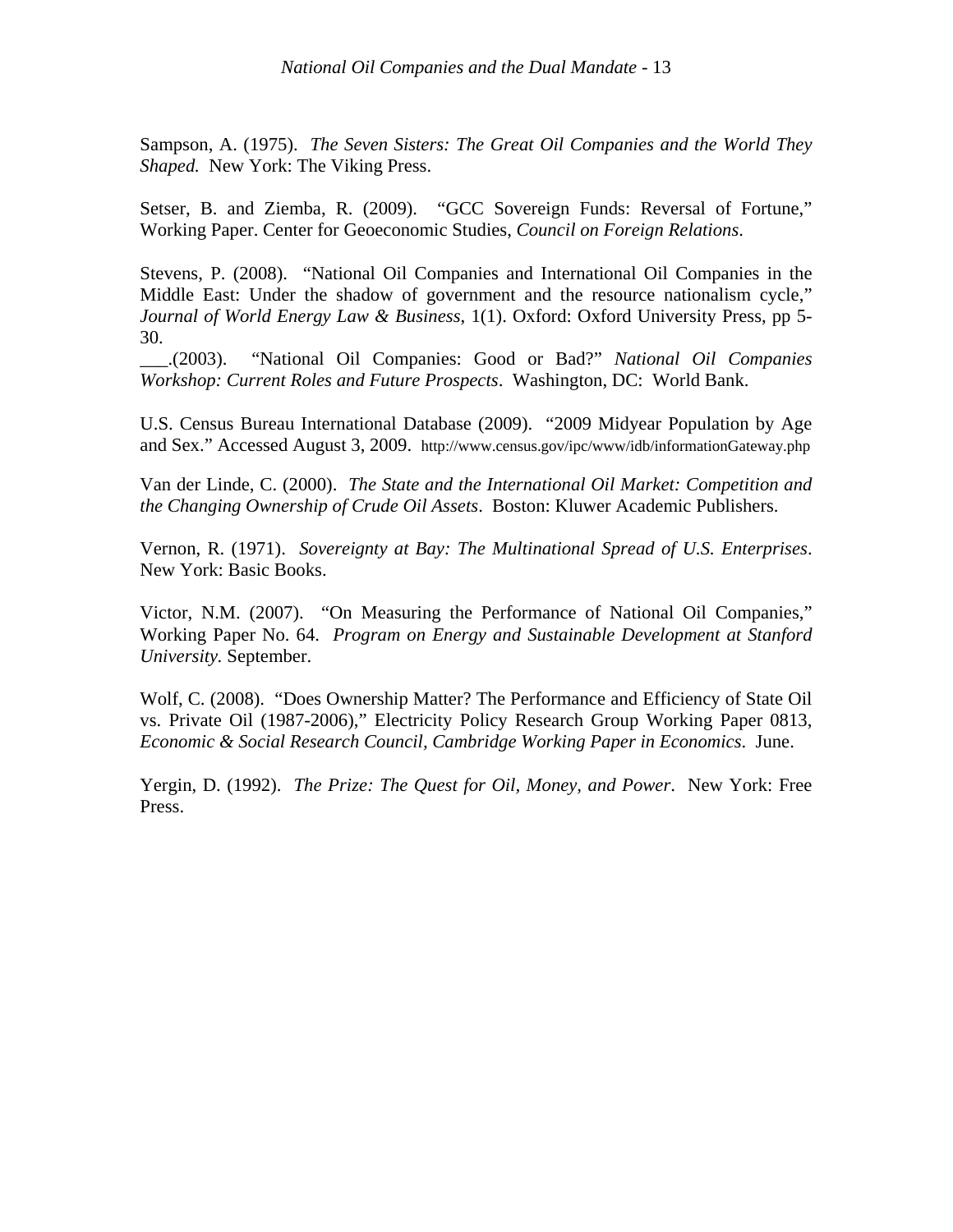Sampson, A. (1975). *The Seven Sisters: The Great Oil Companies and the World They Shaped.* New York: The Viking Press.

Setser, B. and Ziemba, R. (2009). "GCC Sovereign Funds: Reversal of Fortune," Working Paper. Center for Geoeconomic Studies, *Council on Foreign Relations*.

Stevens, P. (2008). "National Oil Companies and International Oil Companies in the Middle East: Under the shadow of government and the resource nationalism cycle," *Journal of World Energy Law & Business*, 1(1). Oxford: Oxford University Press, pp 5-30.
___.(2003). "National Oil Companies: Good or Bad?" *National Oil Companies Workshop: Current Roles and Future Prospects*. Washington, DC: World Bank.

U.S. Census Bureau International Database (2009). "2009 Midyear Population by Age and Sex." Accessed August 3, 2009. http://www.census.gov/ipc/www/idb/informationGateway.php

Van der Linde, C. (2000). *The State and the International Oil Market: Competition and the Changing Ownership of Crude Oil Assets*. Boston: Kluwer Academic Publishers.

Vernon, R. (1971). *Sovereignty at Bay: The Multinational Spread of U.S. Enterprises*. New York: Basic Books.

Victor, N.M. (2007). "On Measuring the Performance of National Oil Companies," Working Paper No. 64. *Program on Energy and Sustainable Development at Stanford University.* September.

Wolf, C. (2008). "Does Ownership Matter? The Performance and Efficiency of State Oil vs. Private Oil (1987-2006)," Electricity Policy Research Group Working Paper 0813, *Economic & Social Research Council, Cambridge Working Paper in Economics*. June.

Yergin, D. (1992). *The Prize: The Quest for Oil, Money, and Power*. New York: Free Press.